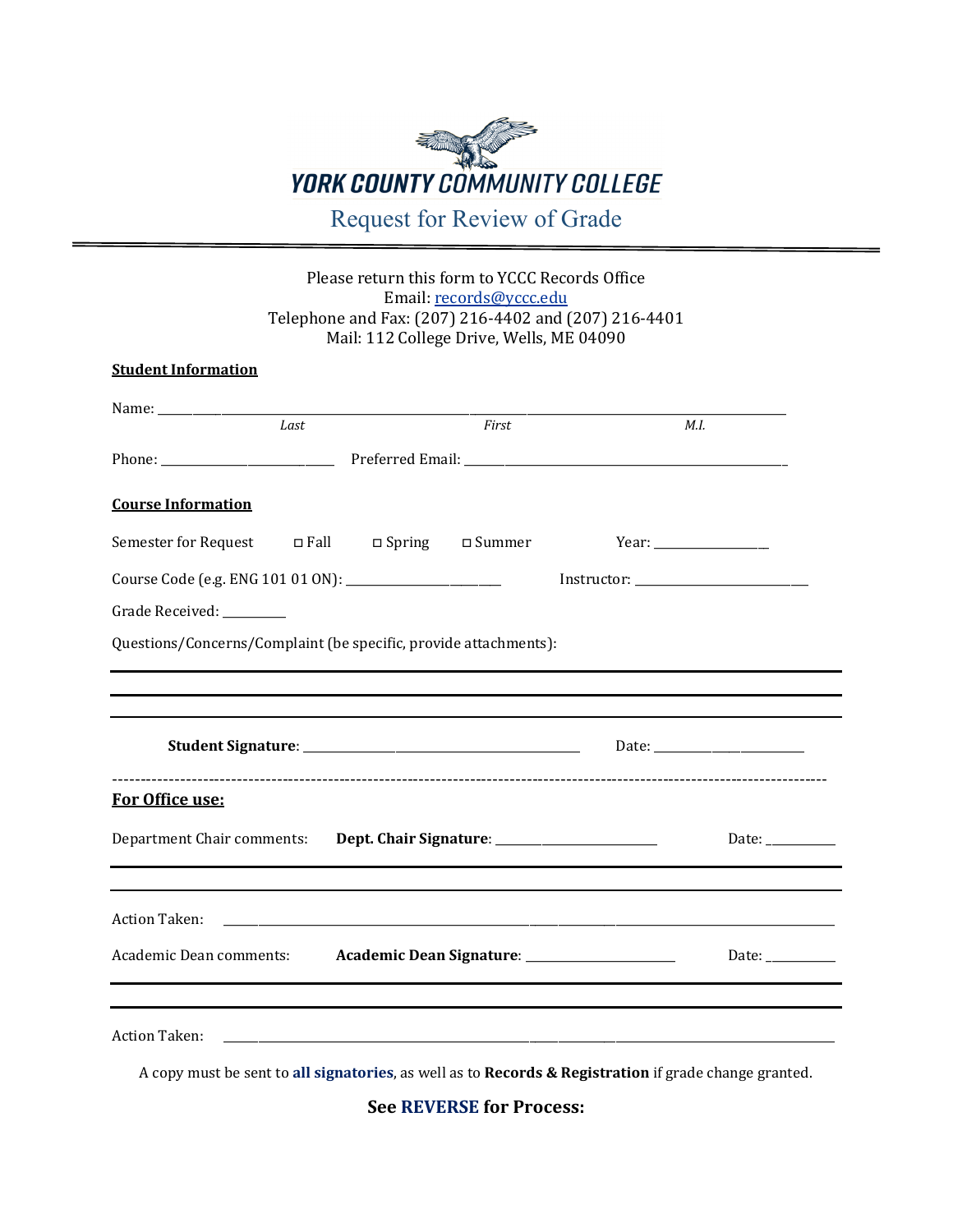# YORK COUNTY COMMUNITY COLLEGE

## Request for Review of Grade

Please return this form to YCCC Records Office
Email: records@yccc.edu
Telephone and Fax: (207) 216-4402 and (207) 216-4401
Mail: 112 College Drive, Wells, ME 04090

**Student Information**

Name: ______________________________________________________________________
*Last* *First* *M.I.*

Phone: ______________________ Preferred Email: ________________________________________

**Course Information**

Semester for Request ◻ Fall ◻ Spring ◻ Summer Year: ______________

Course Code (e.g. ENG 101 01 ON): ____________________ Instructor: ______________________

Grade Received: ________

Questions/Concerns/Complaint (be specific, provide attachments):

______________________________________________________________________

______________________________________________________________________

______________________________________________________________________

**Student Signature**: _____________________________________ Date: ____________________

---

**For Office use:**

Department Chair comments: **Dept. Chair Signature**: ______________________ Date: _________

______________________________________________________________________

______________________________________________________________________

Action Taken: ______________________________________________________________________

Academic Dean comments: **Academic Dean Signature**: ____________________ Date: _________

______________________________________________________________________

______________________________________________________________________

Action Taken: ______________________________________________________________________

A copy must be sent to **all signatories**, as well as to **Records & Registration** if grade change granted.

**See REVERSE for Process:**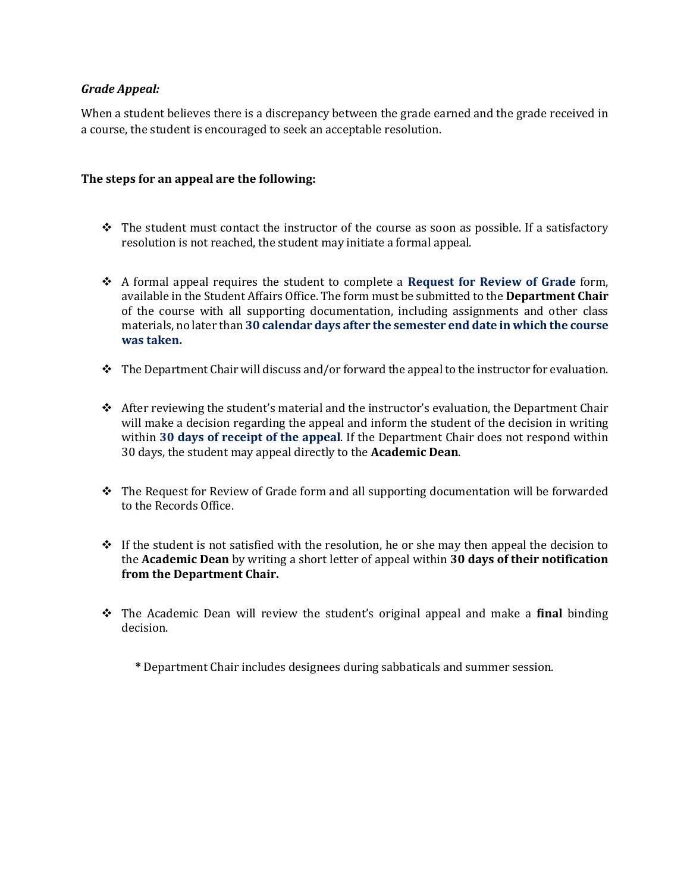***Grade Appeal:***

When a student believes there is a discrepancy between the grade earned and the grade received in a course, the student is encouraged to seek an acceptable resolution.

**The steps for an appeal are the following:**

- The student must contact the instructor of the course as soon as possible. If a satisfactory resolution is not reached, the student may initiate a formal appeal.
- A formal appeal requires the student to complete a **Request for Review of Grade** form, available in the Student Affairs Office. The form must be submitted to the **Department Chair** of the course with all supporting documentation, including assignments and other class materials, no later than **30 calendar days after the semester end date in which the course was taken.**
- The Department Chair will discuss and/or forward the appeal to the instructor for evaluation.
- After reviewing the student's material and the instructor's evaluation, the Department Chair will make a decision regarding the appeal and inform the student of the decision in writing within **30 days of receipt of the appeal**. If the Department Chair does not respond within 30 days, the student may appeal directly to the **Academic Dean**.
- The Request for Review of Grade form and all supporting documentation will be forwarded to the Records Office.
- If the student is not satisfied with the resolution, he or she may then appeal the decision to the **Academic Dean** by writing a short letter of appeal within **30 days of their notification from the Department Chair.**
- The Academic Dean will review the student's original appeal and make a **final** binding decision.

**\*** Department Chair includes designees during sabbaticals and summer session.